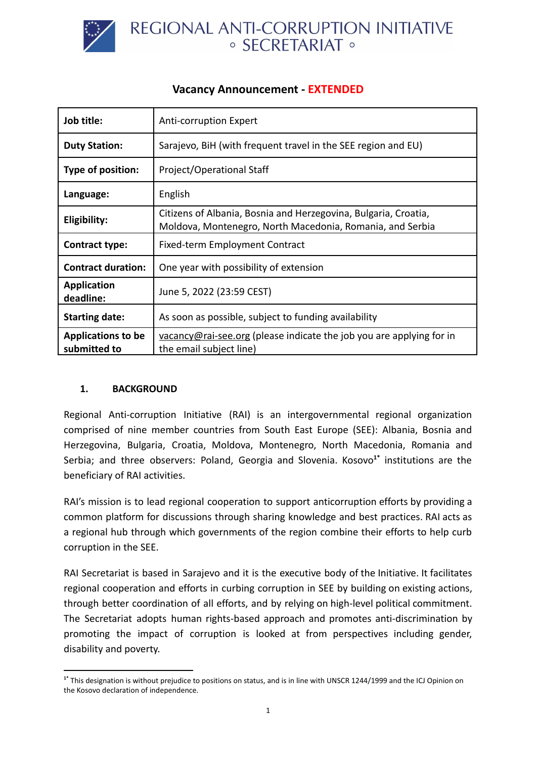# REGIONAL ANTI-CORRUPTION INITIATIVE ◦ SECRETARIAT ◦

## Vacancy Announcement - EXTENDED

| | |
|---|---|
| **Job title:** | Anti-corruption Expert |
| **Duty Station:** | Sarajevo, BiH (with frequent travel in the SEE region and EU) |
| **Type of position:** | Project/Operational Staff |
| **Language:** | English |
| **Eligibility:** | Citizens of Albania, Bosnia and Herzegovina, Bulgaria, Croatia, Moldova, Montenegro, North Macedonia, Romania, and Serbia |
| **Contract type:** | Fixed-term Employment Contract |
| **Contract duration:** | One year with possibility of extension |
| **Application deadline:** | June 5, 2022 (23:59 CEST) |
| **Starting date:** | As soon as possible, subject to funding availability |
| **Applications to be submitted to** | vacancy@rai-see.org (please indicate the job you are applying for in the email subject line) |

### 1. BACKGROUND

Regional Anti-corruption Initiative (RAI) is an intergovernmental regional organization comprised of nine member countries from South East Europe (SEE): Albania, Bosnia and Herzegovina, Bulgaria, Croatia, Moldova, Montenegro, North Macedonia, Romania and Serbia; and three observers: Poland, Georgia and Slovenia. Kosovo[1*] institutions are the beneficiary of RAI activities.

RAI's mission is to lead regional cooperation to support anticorruption efforts by providing a common platform for discussions through sharing knowledge and best practices. RAI acts as a regional hub through which governments of the region combine their efforts to help curb corruption in the SEE.

RAI Secretariat is based in Sarajevo and it is the executive body of the Initiative. It facilitates regional cooperation and efforts in curbing corruption in SEE by building on existing actions, through better coordination of all efforts, and by relying on high-level political commitment. The Secretariat adopts human rights-based approach and promotes anti-discrimination by promoting the impact of corruption is looked at from perspectives including gender, disability and poverty.

---

[1*] This designation is without prejudice to positions on status, and is in line with UNSCR 1244/1999 and the ICJ Opinion on the Kosovo declaration of independence.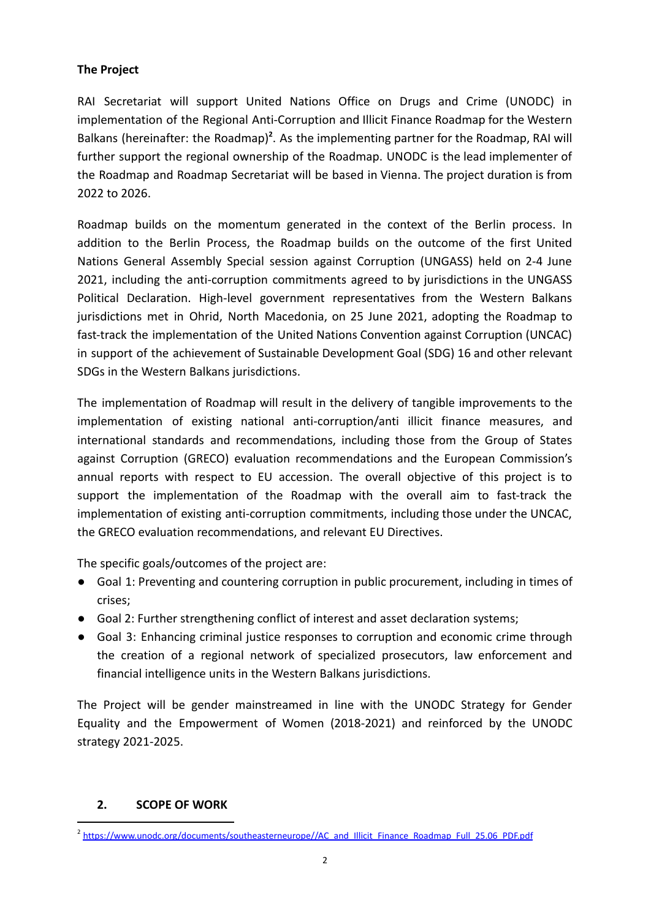**The Project**

RAI Secretariat will support United Nations Office on Drugs and Crime (UNODC) in implementation of the Regional Anti-Corruption and Illicit Finance Roadmap for the Western Balkans (hereinafter: the Roadmap)[2]. As the implementing partner for the Roadmap, RAI will further support the regional ownership of the Roadmap. UNODC is the lead implementer of the Roadmap and Roadmap Secretariat will be based in Vienna. The project duration is from 2022 to 2026.

Roadmap builds on the momentum generated in the context of the Berlin process. In addition to the Berlin Process, the Roadmap builds on the outcome of the first United Nations General Assembly Special session against Corruption (UNGASS) held on 2-4 June 2021, including the anti-corruption commitments agreed to by jurisdictions in the UNGASS Political Declaration. High-level government representatives from the Western Balkans jurisdictions met in Ohrid, North Macedonia, on 25 June 2021, adopting the Roadmap to fast-track the implementation of the United Nations Convention against Corruption (UNCAC) in support of the achievement of Sustainable Development Goal (SDG) 16 and other relevant SDGs in the Western Balkans jurisdictions.

The implementation of Roadmap will result in the delivery of tangible improvements to the implementation of existing national anti-corruption/anti illicit finance measures, and international standards and recommendations, including those from the Group of States against Corruption (GRECO) evaluation recommendations and the European Commission's annual reports with respect to EU accession. The overall objective of this project is to support the implementation of the Roadmap with the overall aim to fast-track the implementation of existing anti-corruption commitments, including those under the UNCAC, the GRECO evaluation recommendations, and relevant EU Directives.

The specific goals/outcomes of the project are:

- Goal 1: Preventing and countering corruption in public procurement, including in times of crises;
- Goal 2: Further strengthening conflict of interest and asset declaration systems;
- Goal 3: Enhancing criminal justice responses to corruption and economic crime through the creation of a regional network of specialized prosecutors, law enforcement and financial intelligence units in the Western Balkans jurisdictions.

The Project will be gender mainstreamed in line with the UNODC Strategy for Gender Equality and the Empowerment of Women (2018-2021) and reinforced by the UNODC strategy 2021-2025.

## 2. SCOPE OF WORK

[2] https://www.unodc.org/documents/southeasterneurope//AC_and_Illicit_Finance_Roadmap_Full_25.06_PDF.pdf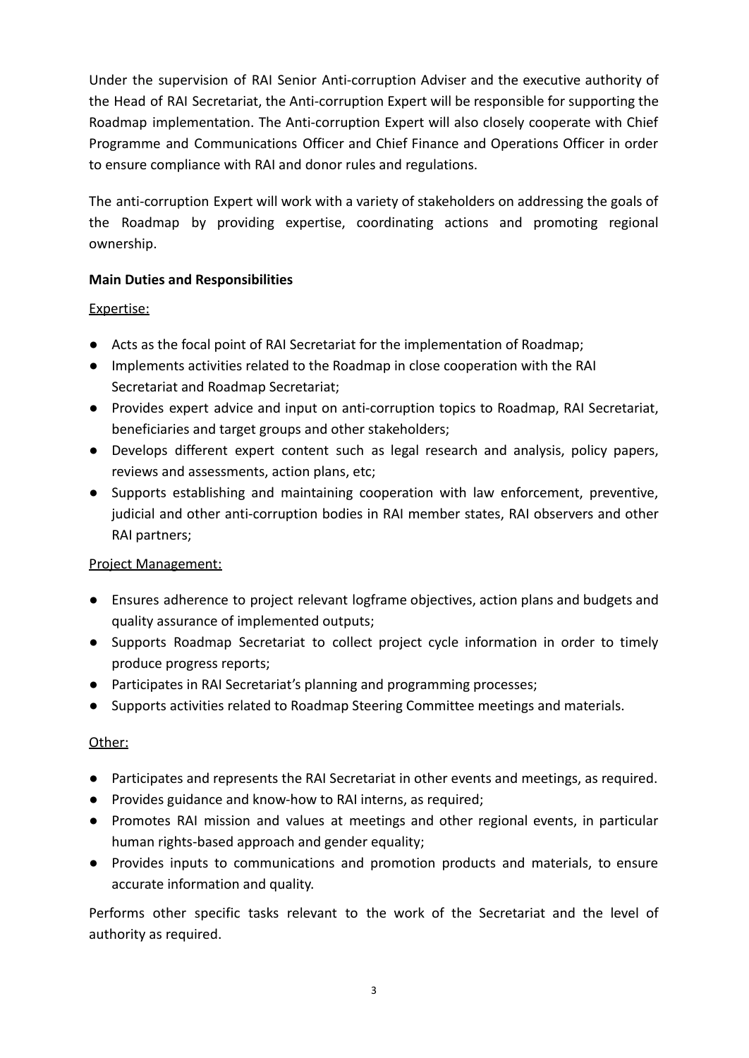Under the supervision of RAI Senior Anti-corruption Adviser and the executive authority of the Head of RAI Secretariat, the Anti-corruption Expert will be responsible for supporting the Roadmap implementation. The Anti-corruption Expert will also closely cooperate with Chief Programme and Communications Officer and Chief Finance and Operations Officer in order to ensure compliance with RAI and donor rules and regulations.

The anti-corruption Expert will work with a variety of stakeholders on addressing the goals of the Roadmap by providing expertise, coordinating actions and promoting regional ownership.

**Main Duties and Responsibilities**

Expertise:

- Acts as the focal point of RAI Secretariat for the implementation of Roadmap;
- Implements activities related to the Roadmap in close cooperation with the RAI Secretariat and Roadmap Secretariat;
- Provides expert advice and input on anti-corruption topics to Roadmap, RAI Secretariat, beneficiaries and target groups and other stakeholders;
- Develops different expert content such as legal research and analysis, policy papers, reviews and assessments, action plans, etc;
- Supports establishing and maintaining cooperation with law enforcement, preventive, judicial and other anti-corruption bodies in RAI member states, RAI observers and other RAI partners;

Project Management:

- Ensures adherence to project relevant logframe objectives, action plans and budgets and quality assurance of implemented outputs;
- Supports Roadmap Secretariat to collect project cycle information in order to timely produce progress reports;
- Participates in RAI Secretariat's planning and programming processes;
- Supports activities related to Roadmap Steering Committee meetings and materials.

Other:

- Participates and represents the RAI Secretariat in other events and meetings, as required.
- Provides guidance and know-how to RAI interns, as required;
- Promotes RAI mission and values at meetings and other regional events, in particular human rights-based approach and gender equality;
- Provides inputs to communications and promotion products and materials, to ensure accurate information and quality.

Performs other specific tasks relevant to the work of the Secretariat and the level of authority as required.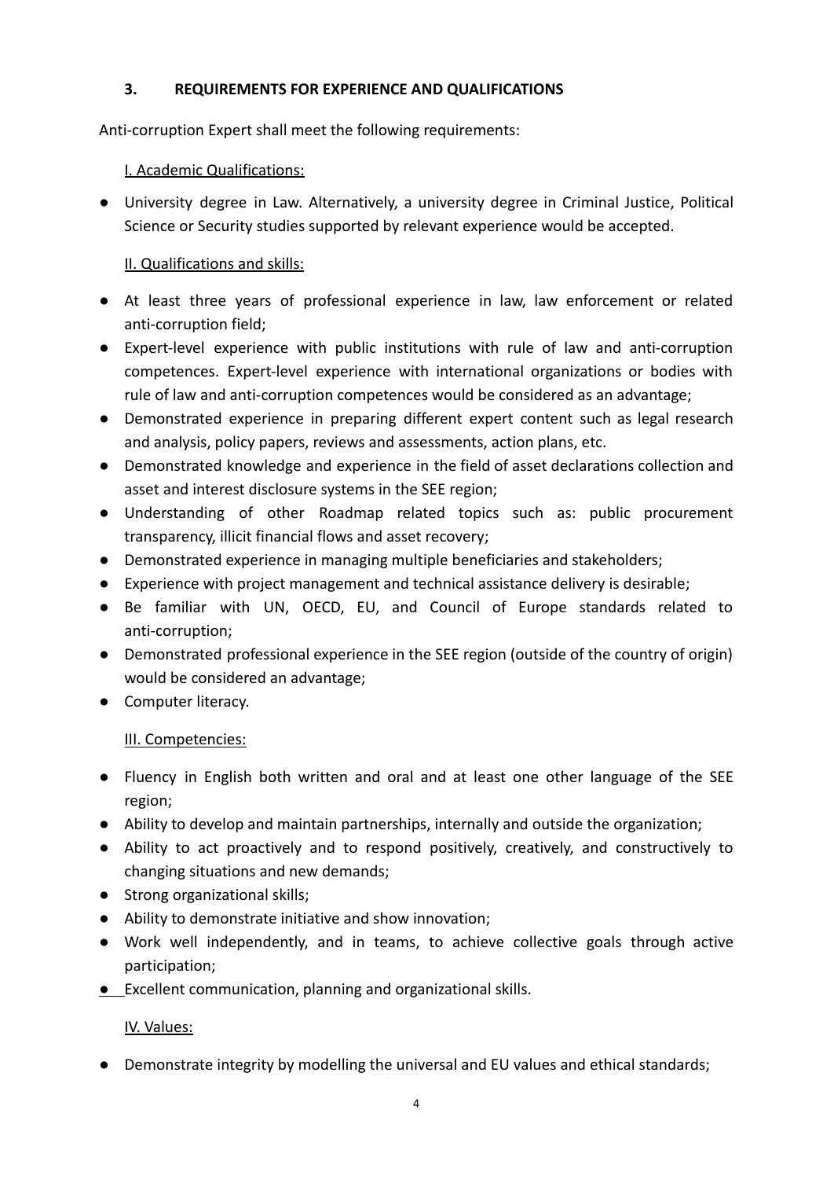### 3. REQUIREMENTS FOR EXPERIENCE AND QUALIFICATIONS

Anti-corruption Expert shall meet the following requirements:

I. Academic Qualifications:

- University degree in Law. Alternatively, a university degree in Criminal Justice, Political Science or Security studies supported by relevant experience would be accepted.

II. Qualifications and skills:

- At least three years of professional experience in law, law enforcement or related anti-corruption field;
- Expert-level experience with public institutions with rule of law and anti-corruption competences. Expert-level experience with international organizations or bodies with rule of law and anti-corruption competences would be considered as an advantage;
- Demonstrated experience in preparing different expert content such as legal research and analysis, policy papers, reviews and assessments, action plans, etc.
- Demonstrated knowledge and experience in the field of asset declarations collection and asset and interest disclosure systems in the SEE region;
- Understanding of other Roadmap related topics such as: public procurement transparency, illicit financial flows and asset recovery;
- Demonstrated experience in managing multiple beneficiaries and stakeholders;
- Experience with project management and technical assistance delivery is desirable;
- Be familiar with UN, OECD, EU, and Council of Europe standards related to anti-corruption;
- Demonstrated professional experience in the SEE region (outside of the country of origin) would be considered an advantage;
- Computer literacy.

III. Competencies:

- Fluency in English both written and oral and at least one other language of the SEE region;
- Ability to develop and maintain partnerships, internally and outside the organization;
- Ability to act proactively and to respond positively, creatively, and constructively to changing situations and new demands;
- Strong organizational skills;
- Ability to demonstrate initiative and show innovation;
- Work well independently, and in teams, to achieve collective goals through active participation;
- Excellent communication, planning and organizational skills.

IV. Values:

- Demonstrate integrity by modelling the universal and EU values and ethical standards;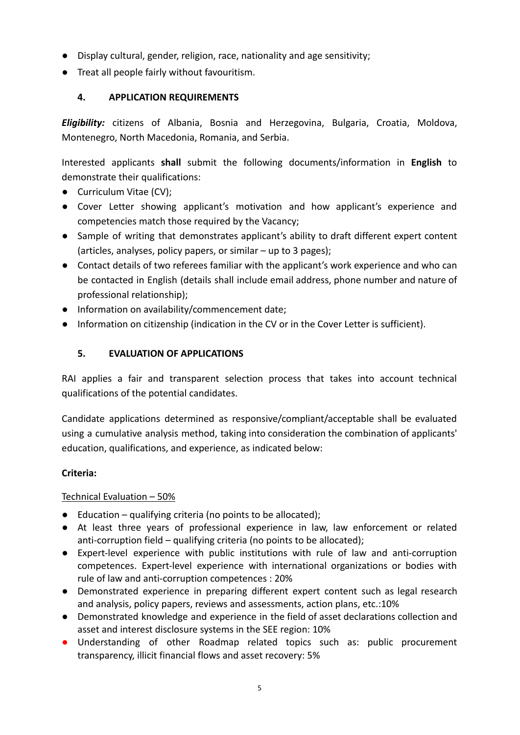- Display cultural, gender, religion, race, nationality and age sensitivity;
- Treat all people fairly without favouritism.

## 4. APPLICATION REQUIREMENTS

***Eligibility:*** citizens of Albania, Bosnia and Herzegovina, Bulgaria, Croatia, Moldova, Montenegro, North Macedonia, Romania, and Serbia.

Interested applicants **shall** submit the following documents/information in **English** to demonstrate their qualifications:

- Curriculum Vitae (CV);
- Cover Letter showing applicant's motivation and how applicant's experience and competencies match those required by the Vacancy;
- Sample of writing that demonstrates applicant's ability to draft different expert content (articles, analyses, policy papers, or similar – up to 3 pages);
- Contact details of two referees familiar with the applicant's work experience and who can be contacted in English (details shall include email address, phone number and nature of professional relationship);
- Information on availability/commencement date;
- Information on citizenship (indication in the CV or in the Cover Letter is sufficient).

## 5. EVALUATION OF APPLICATIONS

RAI applies a fair and transparent selection process that takes into account technical qualifications of the potential candidates.

Candidate applications determined as responsive/compliant/acceptable shall be evaluated using a cumulative analysis method, taking into consideration the combination of applicants' education, qualifications, and experience, as indicated below:

**Criteria:**

<u>Technical Evaluation – 50%</u>

- Education – qualifying criteria (no points to be allocated);
- At least three years of professional experience in law, law enforcement or related anti-corruption field – qualifying criteria (no points to be allocated);
- Expert-level experience with public institutions with rule of law and anti-corruption competences. Expert-level experience with international organizations or bodies with rule of law and anti-corruption competences : 20%
- Demonstrated experience in preparing different expert content such as legal research and analysis, policy papers, reviews and assessments, action plans, etc.:10%
- Demonstrated knowledge and experience in the field of asset declarations collection and asset and interest disclosure systems in the SEE region: 10%
- Understanding of other Roadmap related topics such as: public procurement transparency, illicit financial flows and asset recovery: 5%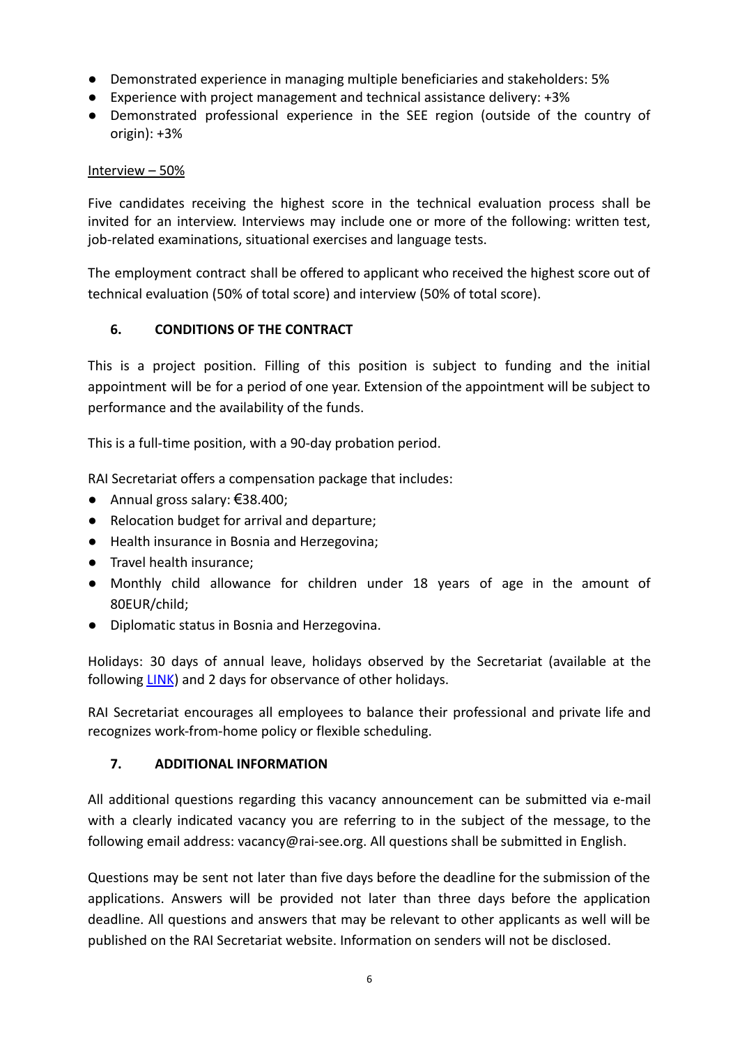- Demonstrated experience in managing multiple beneficiaries and stakeholders: 5%
- Experience with project management and technical assistance delivery: +3%
- Demonstrated professional experience in the SEE region (outside of the country of origin): +3%

Interview – 50%

Five candidates receiving the highest score in the technical evaluation process shall be invited for an interview. Interviews may include one or more of the following: written test, job-related examinations, situational exercises and language tests.

The employment contract shall be offered to applicant who received the highest score out of technical evaluation (50% of total score) and interview (50% of total score).

## 6. CONDITIONS OF THE CONTRACT

This is a project position. Filling of this position is subject to funding and the initial appointment will be for a period of one year. Extension of the appointment will be subject to performance and the availability of the funds.

This is a full-time position, with a 90-day probation period.

RAI Secretariat offers a compensation package that includes:

- Annual gross salary: €38.400;
- Relocation budget for arrival and departure;
- Health insurance in Bosnia and Herzegovina;
- Travel health insurance;
- Monthly child allowance for children under 18 years of age in the amount of 80EUR/child;
- Diplomatic status in Bosnia and Herzegovina.

Holidays: 30 days of annual leave, holidays observed by the Secretariat (available at the following LINK) and 2 days for observance of other holidays.

RAI Secretariat encourages all employees to balance their professional and private life and recognizes work-from-home policy or flexible scheduling.

## 7. ADDITIONAL INFORMATION

All additional questions regarding this vacancy announcement can be submitted via e-mail with a clearly indicated vacancy you are referring to in the subject of the message, to the following email address: vacancy@rai-see.org. All questions shall be submitted in English.

Questions may be sent not later than five days before the deadline for the submission of the applications. Answers will be provided not later than three days before the application deadline. All questions and answers that may be relevant to other applicants as well will be published on the RAI Secretariat website. Information on senders will not be disclosed.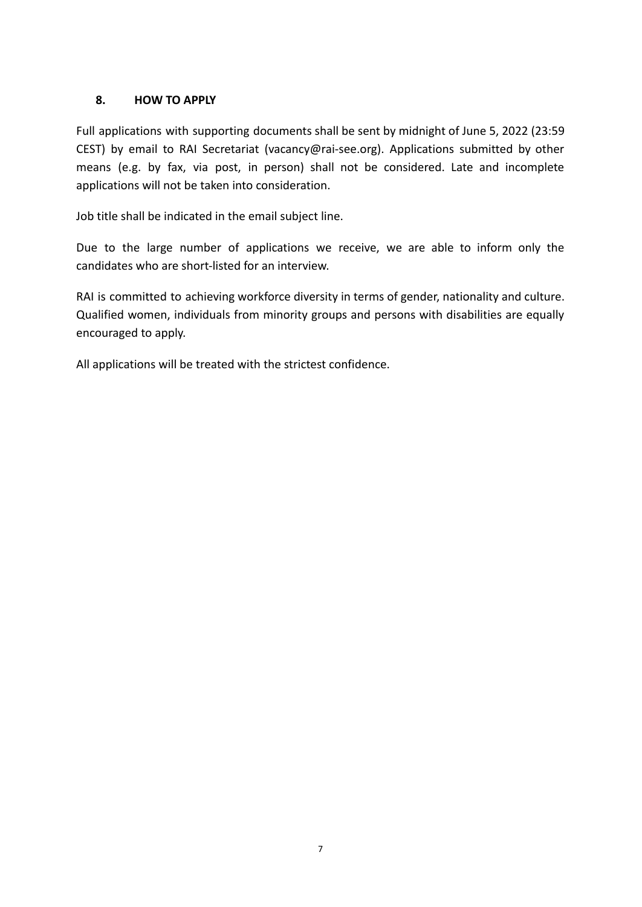## 8. HOW TO APPLY

Full applications with supporting documents shall be sent by midnight of June 5, 2022 (23:59 CEST) by email to RAI Secretariat (vacancy@rai-see.org). Applications submitted by other means (e.g. by fax, via post, in person) shall not be considered. Late and incomplete applications will not be taken into consideration.

Job title shall be indicated in the email subject line.

Due to the large number of applications we receive, we are able to inform only the candidates who are short-listed for an interview.

RAI is committed to achieving workforce diversity in terms of gender, nationality and culture. Qualified women, individuals from minority groups and persons with disabilities are equally encouraged to apply.

All applications will be treated with the strictest confidence.